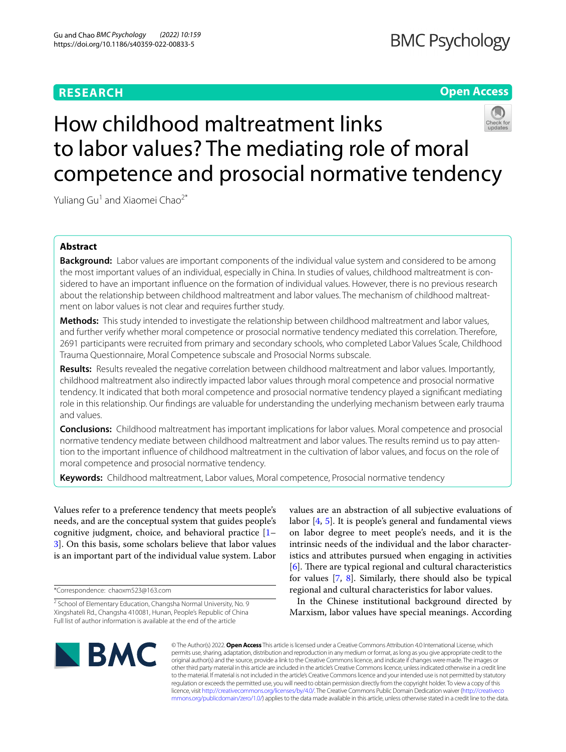**RESEARCH** **Open Access**

# How childhood maltreatment links to labor values? The mediating role of moral competence and prosocial normative tendency

Yuliang Gu[1] and Xiaomei Chao[2*]

## Abstract

**Background:** Labor values are important components of the individual value system and considered to be among the most important values of an individual, especially in China. In studies of values, childhood maltreatment is considered to have an important influence on the formation of individual values. However, there is no previous research about the relationship between childhood maltreatment and labor values. The mechanism of childhood maltreatment on labor values is not clear and requires further study.

**Methods:** This study intended to investigate the relationship between childhood maltreatment and labor values, and further verify whether moral competence or prosocial normative tendency mediated this correlation. Therefore, 2691 participants were recruited from primary and secondary schools, who completed Labor Values Scale, Childhood Trauma Questionnaire, Moral Competence subscale and Prosocial Norms subscale.

**Results:** Results revealed the negative correlation between childhood maltreatment and labor values. Importantly, childhood maltreatment also indirectly impacted labor values through moral competence and prosocial normative tendency. It indicated that both moral competence and prosocial normative tendency played a significant mediating role in this relationship. Our findings are valuable for understanding the underlying mechanism between early trauma and values.

**Conclusions:** Childhood maltreatment has important implications for labor values. Moral competence and prosocial normative tendency mediate between childhood maltreatment and labor values. The results remind us to pay attention to the important influence of childhood maltreatment in the cultivation of labor values, and focus on the role of moral competence and prosocial normative tendency.

**Keywords:** Childhood maltreatment, Labor values, Moral competence, Prosocial normative tendency

Values refer to a preference tendency that meets people's needs, and are the conceptual system that guides people's cognitive judgment, choice, and behavioral practice [1–3]. On this basis, some scholars believe that labor values is an important part of the individual value system. Labor values are an abstraction of all subjective evaluations of labor [4, 5]. It is people's general and fundamental views on labor degree to meet people's needs, and it is the intrinsic needs of the individual and the labor characteristics and attributes pursued when engaging in activities [6]. There are typical regional and cultural characteristics for values [7, 8]. Similarly, there should also be typical regional and cultural characteristics for labor values.

In the Chinese institutional background directed by Marxism, labor values have special meanings. According

*Correspondence: chaoxm523@163.com

[2] School of Elementary Education, Changsha Normal University, No. 9 Xingshateli Rd., Changsha 410081, Hunan, People's Republic of China

Full list of author information is available at the end of the article

© The Author(s) 2022. **Open Access** This article is licensed under a Creative Commons Attribution 4.0 International License, which permits use, sharing, adaptation, distribution and reproduction in any medium or format, as long as you give appropriate credit to the original author(s) and the source, provide a link to the Creative Commons licence, and indicate if changes were made. The images or other third party material in this article are included in the article's Creative Commons licence, unless indicated otherwise in a credit line to the material. If material is not included in the article's Creative Commons licence and your intended use is not permitted by statutory regulation or exceeds the permitted use, you will need to obtain permission directly from the copyright holder. To view a copy of this licence, visit http://creativecommons.org/licenses/by/4.0/. The Creative Commons Public Domain Dedication waiver (http://creativecommons.org/publicdomain/zero/1.0/) applies to the data made available in this article, unless otherwise stated in a credit line to the data.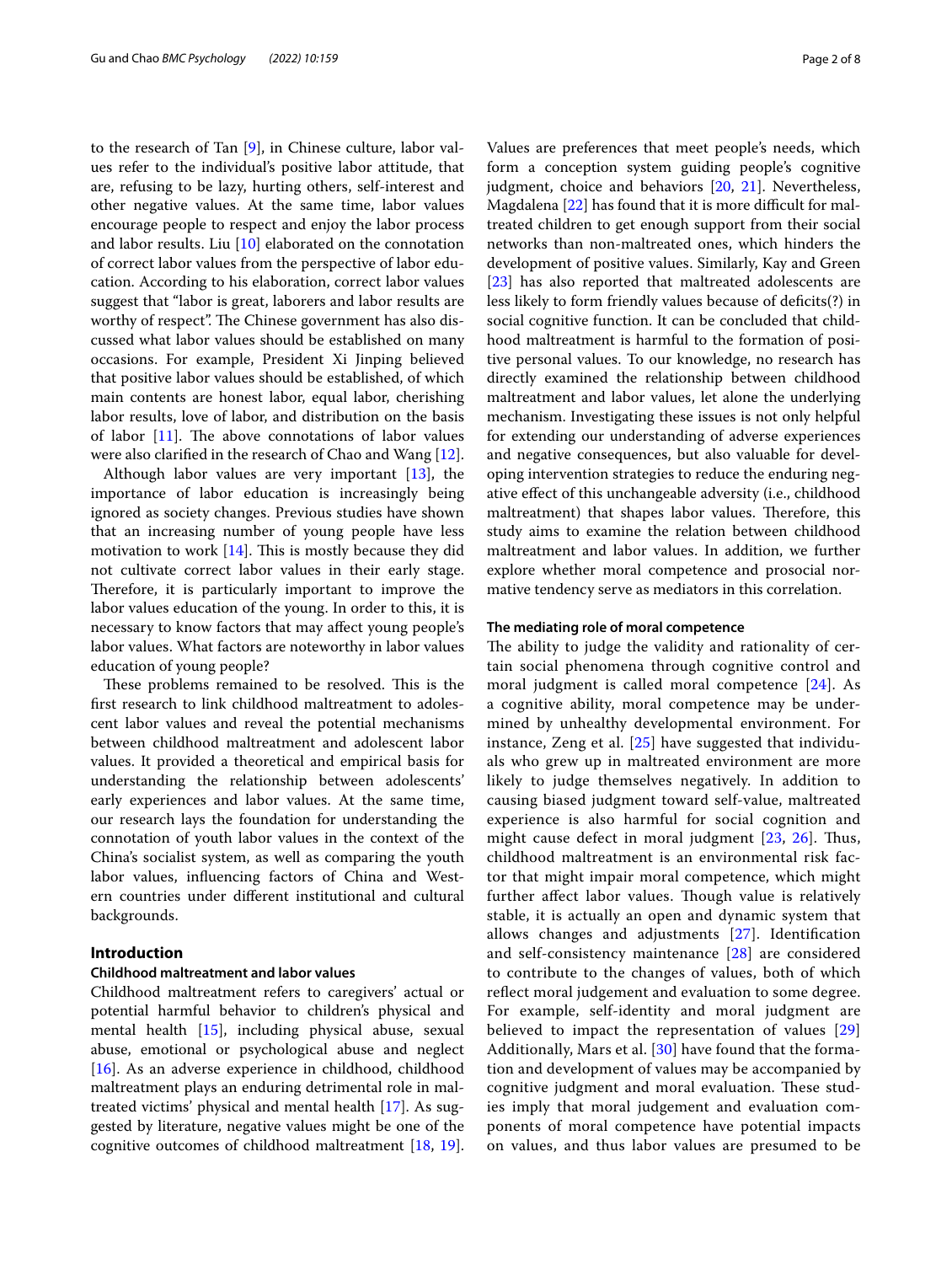to the research of Tan [9], in Chinese culture, labor values refer to the individual's positive labor attitude, that are, refusing to be lazy, hurting others, self-interest and other negative values. At the same time, labor values encourage people to respect and enjoy the labor process and labor results. Liu [10] elaborated on the connotation of correct labor values from the perspective of labor education. According to his elaboration, correct labor values suggest that "labor is great, laborers and labor results are worthy of respect". The Chinese government has also discussed what labor values should be established on many occasions. For example, President Xi Jinping believed that positive labor values should be established, of which main contents are honest labor, equal labor, cherishing labor results, love of labor, and distribution on the basis of labor [11]. The above connotations of labor values were also clarified in the research of Chao and Wang [12].

Although labor values are very important [13], the importance of labor education is increasingly being ignored as society changes. Previous studies have shown that an increasing number of young people have less motivation to work [14]. This is mostly because they did not cultivate correct labor values in their early stage. Therefore, it is particularly important to improve the labor values education of the young. In order to this, it is necessary to know factors that may affect young people's labor values. What factors are noteworthy in labor values education of young people?

These problems remained to be resolved. This is the first research to link childhood maltreatment to adolescent labor values and reveal the potential mechanisms between childhood maltreatment and adolescent labor values. It provided a theoretical and empirical basis for understanding the relationship between adolescents' early experiences and labor values. At the same time, our research lays the foundation for understanding the connotation of youth labor values in the context of the China's socialist system, as well as comparing the youth labor values, influencing factors of China and Western countries under different institutional and cultural backgrounds.

## Introduction

### Childhood maltreatment and labor values

Childhood maltreatment refers to caregivers' actual or potential harmful behavior to children's physical and mental health [15], including physical abuse, sexual abuse, emotional or psychological abuse and neglect [16]. As an adverse experience in childhood, childhood maltreatment plays an enduring detrimental role in maltreated victims' physical and mental health [17]. As suggested by literature, negative values might be one of the cognitive outcomes of childhood maltreatment [18, 19]. Values are preferences that meet people's needs, which form a conception system guiding people's cognitive judgment, choice and behaviors [20, 21]. Nevertheless, Magdalena [22] has found that it is more difficult for maltreated children to get enough support from their social networks than non-maltreated ones, which hinders the development of positive values. Similarly, Kay and Green [23] has also reported that maltreated adolescents are less likely to form friendly values because of deficits(?) in social cognitive function. It can be concluded that childhood maltreatment is harmful to the formation of positive personal values. To our knowledge, no research has directly examined the relationship between childhood maltreatment and labor values, let alone the underlying mechanism. Investigating these issues is not only helpful for extending our understanding of adverse experiences and negative consequences, but also valuable for developing intervention strategies to reduce the enduring negative effect of this unchangeable adversity (i.e., childhood maltreatment) that shapes labor values. Therefore, this study aims to examine the relation between childhood maltreatment and labor values. In addition, we further explore whether moral competence and prosocial normative tendency serve as mediators in this correlation.

### The mediating role of moral competence

The ability to judge the validity and rationality of certain social phenomena through cognitive control and moral judgment is called moral competence [24]. As a cognitive ability, moral competence may be undermined by unhealthy developmental environment. For instance, Zeng et al. [25] have suggested that individuals who grew up in maltreated environment are more likely to judge themselves negatively. In addition to causing biased judgment toward self-value, maltreated experience is also harmful for social cognition and might cause defect in moral judgment [23, 26]. Thus, childhood maltreatment is an environmental risk factor that might impair moral competence, which might further affect labor values. Though value is relatively stable, it is actually an open and dynamic system that allows changes and adjustments [27]. Identification and self-consistency maintenance [28] are considered to contribute to the changes of values, both of which reflect moral judgement and evaluation to some degree. For example, self-identity and moral judgment are believed to impact the representation of values [29] Additionally, Mars et al. [30] have found that the formation and development of values may be accompanied by cognitive judgment and moral evaluation. These studies imply that moral judgement and evaluation components of moral competence have potential impacts on values, and thus labor values are presumed to be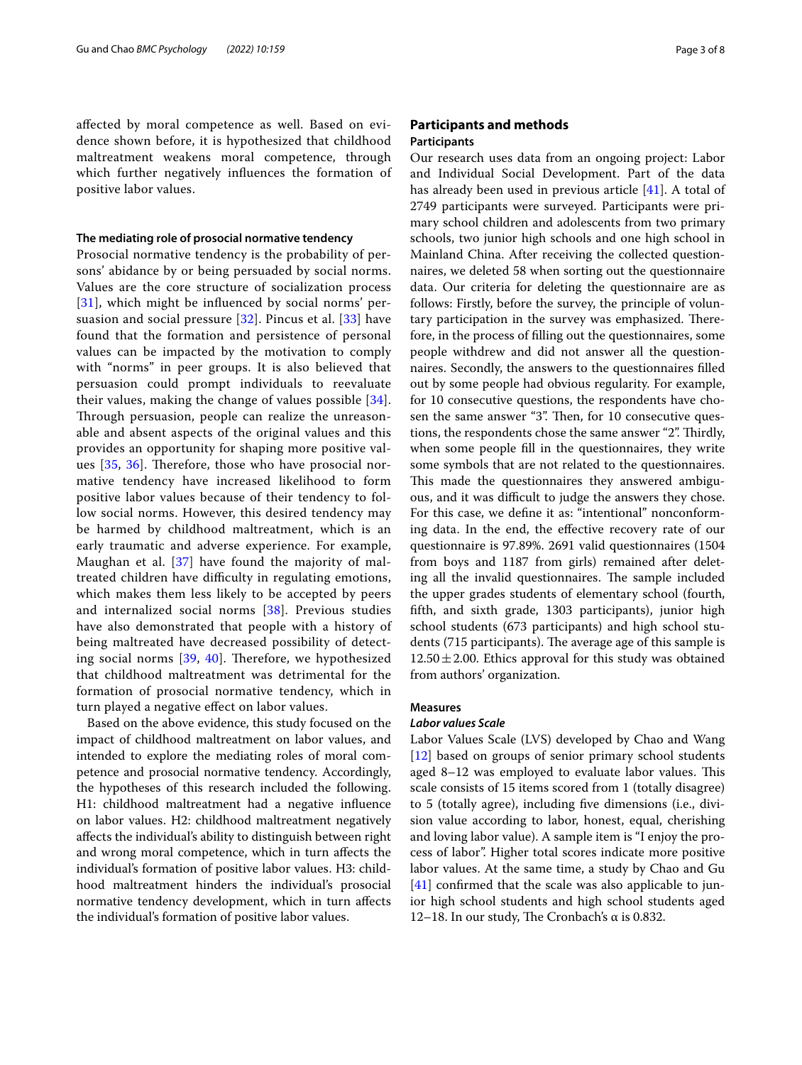affected by moral competence as well. Based on evidence shown before, it is hypothesized that childhood maltreatment weakens moral competence, through which further negatively influences the formation of positive labor values.

#### The mediating role of prosocial normative tendency

Prosocial normative tendency is the probability of persons' abidance by or being persuaded by social norms. Values are the core structure of socialization process [31], which might be influenced by social norms' persuasion and social pressure [32]. Pincus et al. [33] have found that the formation and persistence of personal values can be impacted by the motivation to comply with "norms" in peer groups. It is also believed that persuasion could prompt individuals to reevaluate their values, making the change of values possible [34]. Through persuasion, people can realize the unreasonable and absent aspects of the original values and this provides an opportunity for shaping more positive values [35, 36]. Therefore, those who have prosocial normative tendency have increased likelihood to form positive labor values because of their tendency to follow social norms. However, this desired tendency may be harmed by childhood maltreatment, which is an early traumatic and adverse experience. For example, Maughan et al. [37] have found the majority of maltreated children have difficulty in regulating emotions, which makes them less likely to be accepted by peers and internalized social norms [38]. Previous studies have also demonstrated that people with a history of being maltreated have decreased possibility of detecting social norms [39, 40]. Therefore, we hypothesized that childhood maltreatment was detrimental for the formation of prosocial normative tendency, which in turn played a negative effect on labor values.

Based on the above evidence, this study focused on the impact of childhood maltreatment on labor values, and intended to explore the mediating roles of moral competence and prosocial normative tendency. Accordingly, the hypotheses of this research included the following. H1: childhood maltreatment had a negative influence on labor values. H2: childhood maltreatment negatively affects the individual's ability to distinguish between right and wrong moral competence, which in turn affects the individual's formation of positive labor values. H3: childhood maltreatment hinders the individual's prosocial normative tendency development, which in turn affects the individual's formation of positive labor values.

## Participants and methods

### Participants

Our research uses data from an ongoing project: Labor and Individual Social Development. Part of the data has already been used in previous article [41]. A total of 2749 participants were surveyed. Participants were primary school children and adolescents from two primary schools, two junior high schools and one high school in Mainland China. After receiving the collected questionnaires, we deleted 58 when sorting out the questionnaire data. Our criteria for deleting the questionnaire are as follows: Firstly, before the survey, the principle of voluntary participation in the survey was emphasized. Therefore, in the process of filling out the questionnaires, some people withdrew and did not answer all the questionnaires. Secondly, the answers to the questionnaires filled out by some people had obvious regularity. For example, for 10 consecutive questions, the respondents have chosen the same answer "3". Then, for 10 consecutive questions, the respondents chose the same answer "2". Thirdly, when some people fill in the questionnaires, they write some symbols that are not related to the questionnaires. This made the questionnaires they answered ambiguous, and it was difficult to judge the answers they chose. For this case, we define it as: "intentional" nonconforming data. In the end, the effective recovery rate of our questionnaire is 97.89%. 2691 valid questionnaires (1504 from boys and 1187 from girls) remained after deleting all the invalid questionnaires. The sample included the upper grades students of elementary school (fourth, fifth, and sixth grade, 1303 participants), junior high school students (673 participants) and high school students (715 participants). The average age of this sample is $12.50 \pm 2.00$. Ethics approval for this study was obtained from authors' organization.

### Measures

#### *Labor values Scale*

Labor Values Scale (LVS) developed by Chao and Wang [12] based on groups of senior primary school students aged 8–12 was employed to evaluate labor values. This scale consists of 15 items scored from 1 (totally disagree) to 5 (totally agree), including five dimensions (i.e., division value according to labor, honest, equal, cherishing and loving labor value). A sample item is "I enjoy the process of labor". Higher total scores indicate more positive labor values. At the same time, a study by Chao and Gu [41] confirmed that the scale was also applicable to junior high school students and high school students aged 12–18. In our study, The Cronbach's α is 0.832.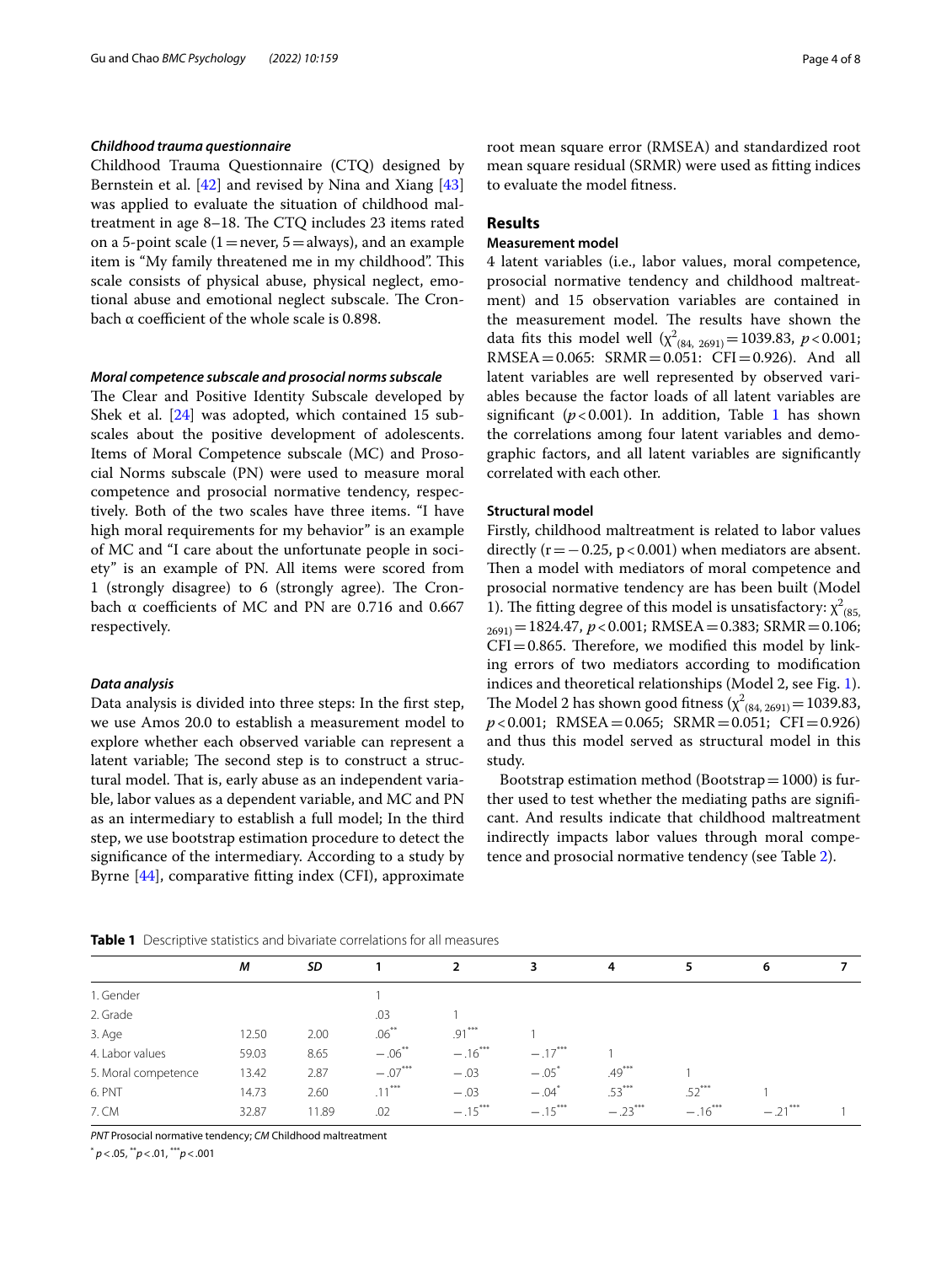### *Childhood trauma questionnaire*

Childhood Trauma Questionnaire (CTQ) designed by Bernstein et al. [42] and revised by Nina and Xiang [43] was applied to evaluate the situation of childhood maltreatment in age 8–18. The CTQ includes 23 items rated on a 5-point scale (1 = never, 5 = always), and an example item is "My family threatened me in my childhood". This scale consists of physical abuse, physical neglect, emotional abuse and emotional neglect subscale. The Cronbach α coefficient of the whole scale is 0.898.

### *Moral competence subscale and prosocial norms subscale*

The Clear and Positive Identity Subscale developed by Shek et al. [24] was adopted, which contained 15 subscales about the positive development of adolescents. Items of Moral Competence subscale (MC) and Prosocial Norms subscale (PN) were used to measure moral competence and prosocial normative tendency, respectively. Both of the two scales have three items. "I have high moral requirements for my behavior" is an example of MC and "I care about the unfortunate people in society" is an example of PN. All items were scored from 1 (strongly disagree) to 6 (strongly agree). The Cronbach α coefficients of MC and PN are 0.716 and 0.667 respectively.

### *Data analysis*

Data analysis is divided into three steps: In the first step, we use Amos 20.0 to establish a measurement model to explore whether each observed variable can represent a latent variable; The second step is to construct a structural model. That is, early abuse as an independent variable, labor values as a dependent variable, and MC and PN as an intermediary to establish a full model; In the third step, we use bootstrap estimation procedure to detect the significance of the intermediary. According to a study by Byrne [44], comparative fitting index (CFI), approximate root mean square error (RMSEA) and standardized root mean square residual (SRMR) were used as fitting indices to evaluate the model fitness.

## Results

### Measurement model

4 latent variables (i.e., labor values, moral competence, prosocial normative tendency and childhood maltreatment) and 15 observation variables are contained in the measurement model. The results have shown the data fits this model well ($\chi^2_{(84,\ 2691)} = 1039.83$, $p < 0.001$; RMSEA = 0.065: SRMR = 0.051: CFI = 0.926). And all latent variables are well represented by observed variables because the factor loads of all latent variables are significant ($p < 0.001$). In addition, Table 1 has shown the correlations among four latent variables and demographic factors, and all latent variables are significantly correlated with each other.

### Structural model

Firstly, childhood maltreatment is related to labor values directly ($r = -0.25$, $p < 0.001$) when mediators are absent. Then a model with mediators of moral competence and prosocial normative tendency are has been built (Model 1). The fitting degree of this model is unsatisfactory: $\chi^2_{(85,\ 2691)} = 1824.47$, $p < 0.001$; RMSEA = 0.383; SRMR = 0.106; CFI = 0.865. Therefore, we modified this model by linking errors of two mediators according to modification indices and theoretical relationships (Model 2, see Fig. 1). The Model 2 has shown good fitness ($\chi^2_{(84,\ 2691)} = 1039.83$, $p < 0.001$; RMSEA = 0.065; SRMR = 0.051; CFI = 0.926) and thus this model served as structural model in this study.

Bootstrap estimation method (Bootstrap = 1000) is further used to test whether the mediating paths are significant. And results indicate that childhood maltreatment indirectly impacts labor values through moral competence and prosocial normative tendency (see Table 2).

**Table 1** Descriptive statistics and bivariate correlations for all measures

| | *M* | *SD* | 1 | 2 | 3 | 4 | 5 | 6 | 7 |
|---|---|---|---|---|---|---|---|---|---|
| 1. Gender | | | 1 | | | | | | |
| 2. Grade | | | .03 | 1 | | | | | |
| 3. Age | 12.50 | 2.00 | .06** | .91*** | 1 | | | | |
| 4. Labor values | 59.03 | 8.65 | −.06** | −.16*** | −.17*** | 1 | | | |
| 5. Moral competence | 13.42 | 2.87 | −.07*** | −.03 | −.05* | .49*** | 1 | | |
| 6. PNT | 14.73 | 2.60 | .11*** | −.03 | −.04* | .53*** | .52*** | 1 | |
| 7. CM | 32.87 | 11.89 | .02 | −.15*** | −.15*** | −.23*** | −.16*** | −.21*** | 1 |

*PNT* Prosocial normative tendency; *CM* Childhood maltreatment

* *p* < .05, ** *p* < .01, *** *p* < .001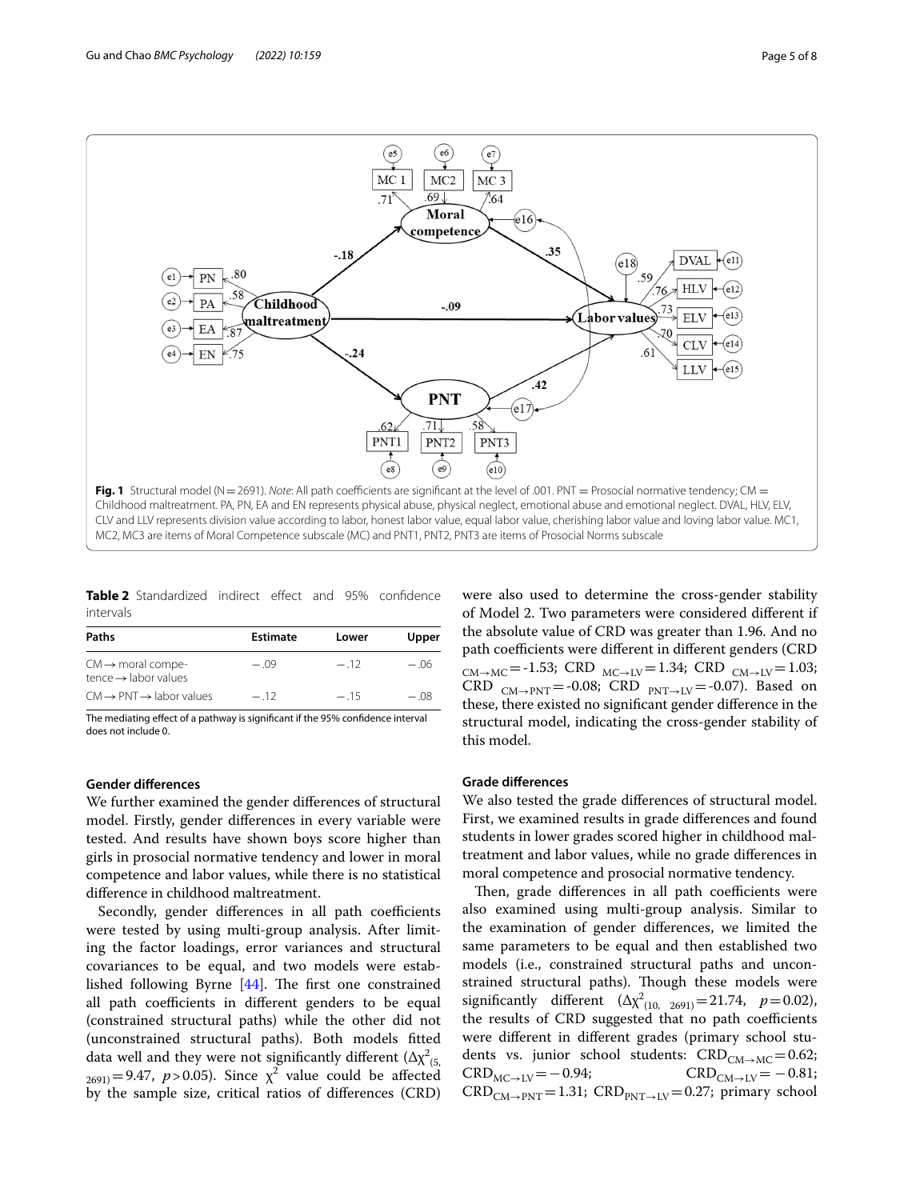MC 1
MC2
MC 3
e5
e6
e7
.71
.69
.64
Moral competence
e16
-.18
.35
e18
DVAL
e11
.59
.76
HLV
e12
e1
PN
.80
e2
PA
.58
Childhood maltreatment
-.09
Labor values
.73
ELV
e13
e3
EA
.87
.70
CLV
e14
e4
EN
.75
.61
LLV
e15
-.24
.42
PNT
e17
.62
.71
.58
PNT1
PNT2
PNT3
e8
e9
e10

**Fig. 1** Structural model (N = 2691). *Note*: All path coefficients are significant at the level of .001. PNT = Prosocial normative tendency; CM = Childhood maltreatment. PA, PN, EA and EN represents physical abuse, physical neglect, emotional abuse and emotional neglect. DVAL, HLV, ELV, CLV and LLV represents division value according to labor, honest labor value, equal labor value, cherishing labor value and loving labor value. MC1, MC2, MC3 are items of Moral Competence subscale (MC) and PNT1, PNT2, PNT3 are items of Prosocial Norms subscale

**Table 2** Standardized indirect effect and 95% confidence intervals

| Paths | Estimate | Lower | Upper |
|---|---|---|---|
| CM → moral competence → labor values | −.09 | −.12 | −.06 |
| CM → PNT → labor values | −.12 | −.15 | −.08 |

The mediating effect of a pathway is significant if the 95% confidence interval does not include 0.

### Gender differences

We further examined the gender differences of structural model. Firstly, gender differences in every variable were tested. And results have shown boys score higher than girls in prosocial normative tendency and lower in moral competence and labor values, while there is no statistical difference in childhood maltreatment.

Secondly, gender differences in all path coefficients were tested by using multi-group analysis. After limiting the factor loadings, error variances and structural covariances to be equal, and two models were established following Byrne [44]. The first one constrained all path coefficients in different genders to be equal (constrained structural paths) while the other did not (unconstrained structural paths). Both models fitted data well and they were not significantly different ($\Delta\chi^2_{(5, 2691)} = 9.47$, $p > 0.05$). Since $\chi^2$ value could be affected by the sample size, critical ratios of differences (CRD) were also used to determine the cross-gender stability of Model 2. Two parameters were considered different if the absolute value of CRD was greater than 1.96. And no path coefficients were different in different genders (CRD $_{CM\rightarrow MC}$ = -1.53; CRD $_{MC\rightarrow LV}$ = 1.34; CRD $_{CM\rightarrow LV}$ = 1.03; CRD $_{CM\rightarrow PNT}$ = -0.08; CRD $_{PNT\rightarrow LV}$ = -0.07). Based on these, there existed no significant gender difference in the structural model, indicating the cross-gender stability of this model.

### Grade differences

We also tested the grade differences of structural model. First, we examined results in grade differences and found students in lower grades scored higher in childhood maltreatment and labor values, while no grade differences in moral competence and prosocial normative tendency.

Then, grade differences in all path coefficients were also examined using multi-group analysis. Similar to the examination of gender differences, we limited the same parameters to be equal and then established two models (i.e., constrained structural paths and unconstrained structural paths). Though these models were significantly different ($\Delta\chi^2_{(10, 2691)} = 21.74$, $p = 0.02$), the results of CRD suggested that no path coefficients were different in different grades (primary school students vs. junior school students: $CRD_{CM\rightarrow MC} = 0.62$; $CRD_{MC\rightarrow LV} = -0.94$; $CRD_{CM\rightarrow LV} = -0.81$; $CRD_{CM\rightarrow PNT} = 1.31$; $CRD_{PNT\rightarrow LV} = 0.27$; primary school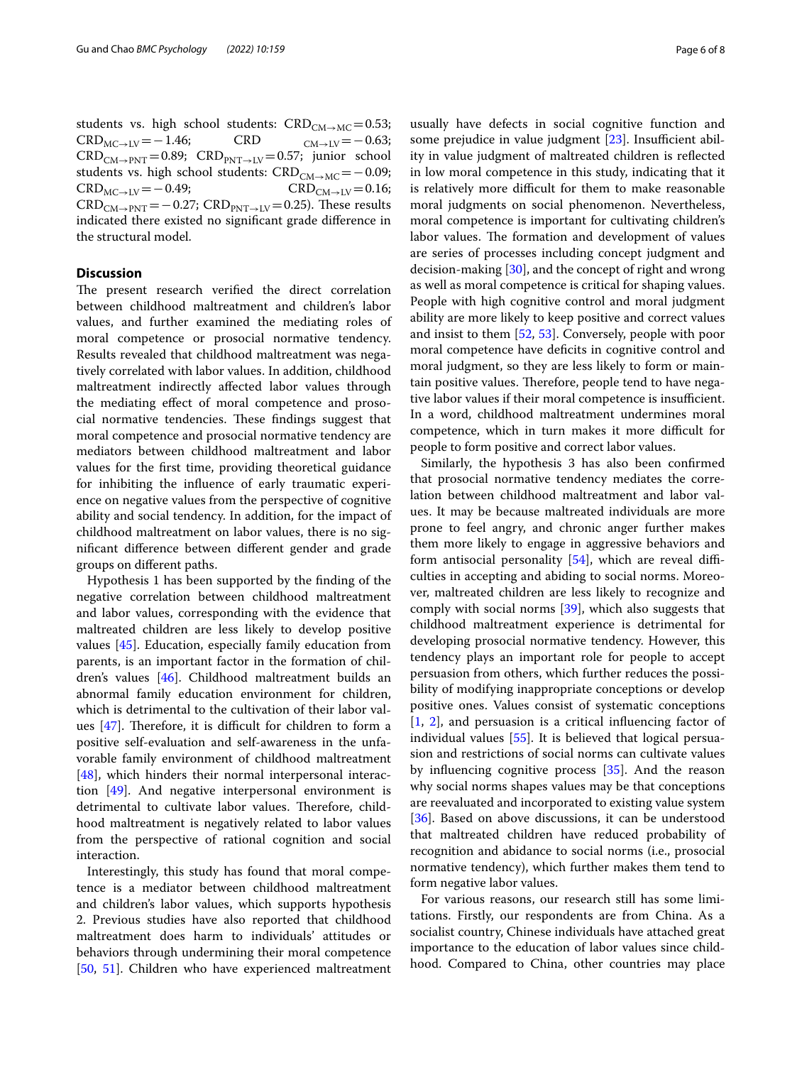students vs. high school students: $CRD_{CM \rightarrow MC} = 0.53$; $CRD_{MC \rightarrow LV} = -1.46$; $CRD_{CM \rightarrow LV} = -0.63$; $CRD_{CM \rightarrow PNT} = 0.89$; $CRD_{PNT \rightarrow LV} = 0.57$; junior school students vs. high school students: $CRD_{CM \rightarrow MC} = -0.09$; $CRD_{MC \rightarrow LV} = -0.49$; $CRD_{CM \rightarrow LV} = 0.16$; $CRD_{CM \rightarrow PNT} = -0.27$; $CRD_{PNT \rightarrow LV} = 0.25$). These results indicated there existed no significant grade difference in the structural model.

## Discussion

The present research verified the direct correlation between childhood maltreatment and children's labor values, and further examined the mediating roles of moral competence or prosocial normative tendency. Results revealed that childhood maltreatment was negatively correlated with labor values. In addition, childhood maltreatment indirectly affected labor values through the mediating effect of moral competence and prosocial normative tendencies. These findings suggest that moral competence and prosocial normative tendency are mediators between childhood maltreatment and labor values for the first time, providing theoretical guidance for inhibiting the influence of early traumatic experience on negative values from the perspective of cognitive ability and social tendency. In addition, for the impact of childhood maltreatment on labor values, there is no significant difference between different gender and grade groups on different paths.

Hypothesis 1 has been supported by the finding of the negative correlation between childhood maltreatment and labor values, corresponding with the evidence that maltreated children are less likely to develop positive values [45]. Education, especially family education from parents, is an important factor in the formation of children's values [46]. Childhood maltreatment builds an abnormal family education environment for children, which is detrimental to the cultivation of their labor values [47]. Therefore, it is difficult for children to form a positive self-evaluation and self-awareness in the unfavorable family environment of childhood maltreatment [48], which hinders their normal interpersonal interaction [49]. And negative interpersonal environment is detrimental to cultivate labor values. Therefore, childhood maltreatment is negatively related to labor values from the perspective of rational cognition and social interaction.

Interestingly, this study has found that moral competence is a mediator between childhood maltreatment and children's labor values, which supports hypothesis 2. Previous studies have also reported that childhood maltreatment does harm to individuals' attitudes or behaviors through undermining their moral competence [50, 51]. Children who have experienced maltreatment usually have defects in social cognitive function and some prejudice in value judgment [23]. Insufficient ability in value judgment of maltreated children is reflected in low moral competence in this study, indicating that it is relatively more difficult for them to make reasonable moral judgments on social phenomenon. Nevertheless, moral competence is important for cultivating children's labor values. The formation and development of values are series of processes including concept judgment and decision-making [30], and the concept of right and wrong as well as moral competence is critical for shaping values. People with high cognitive control and moral judgment ability are more likely to keep positive and correct values and insist to them [52, 53]. Conversely, people with poor moral competence have deficits in cognitive control and moral judgment, so they are less likely to form or maintain positive values. Therefore, people tend to have negative labor values if their moral competence is insufficient. In a word, childhood maltreatment undermines moral competence, which in turn makes it more difficult for people to form positive and correct labor values.

Similarly, the hypothesis 3 has also been confirmed that prosocial normative tendency mediates the correlation between childhood maltreatment and labor values. It may be because maltreated individuals are more prone to feel angry, and chronic anger further makes them more likely to engage in aggressive behaviors and form antisocial personality [54], which are reveal difficulties in accepting and abiding to social norms. Moreover, maltreated children are less likely to recognize and comply with social norms [39], which also suggests that childhood maltreatment experience is detrimental for developing prosocial normative tendency. However, this tendency plays an important role for people to accept persuasion from others, which further reduces the possibility of modifying inappropriate conceptions or develop positive ones. Values consist of systematic conceptions [1, 2], and persuasion is a critical influencing factor of individual values [55]. It is believed that logical persuasion and restrictions of social norms can cultivate values by influencing cognitive process [35]. And the reason why social norms shapes values may be that conceptions are reevaluated and incorporated to existing value system [36]. Based on above discussions, it can be understood that maltreated children have reduced probability of recognition and abidance to social norms (i.e., prosocial normative tendency), which further makes them tend to form negative labor values.

For various reasons, our research still has some limitations. Firstly, our respondents are from China. As a socialist country, Chinese individuals have attached great importance to the education of labor values since childhood. Compared to China, other countries may place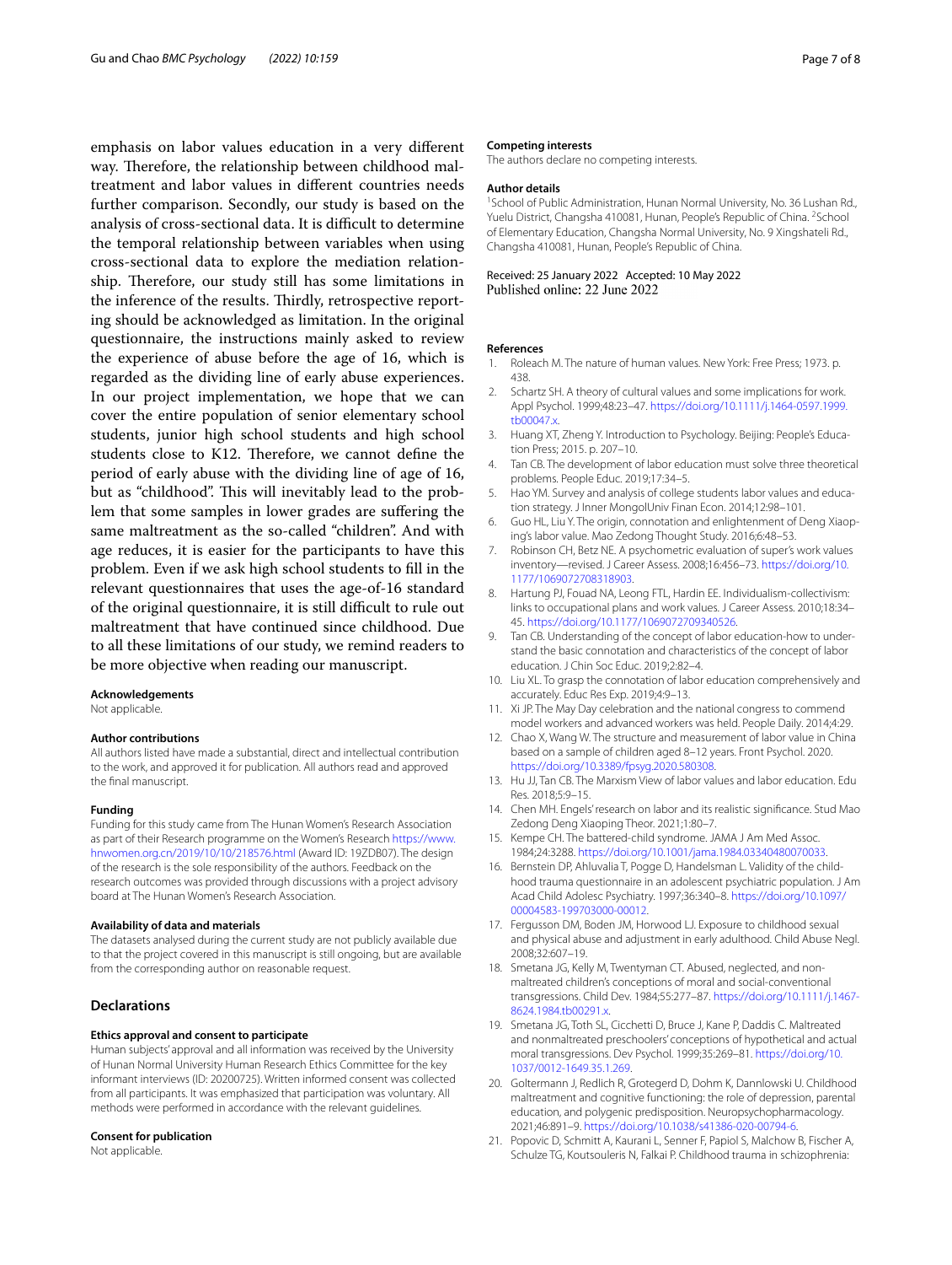emphasis on labor values education in a very different way. Therefore, the relationship between childhood maltreatment and labor values in different countries needs further comparison. Secondly, our study is based on the analysis of cross-sectional data. It is difficult to determine the temporal relationship between variables when using cross-sectional data to explore the mediation relationship. Therefore, our study still has some limitations in the inference of the results. Thirdly, retrospective reporting should be acknowledged as limitation. In the original questionnaire, the instructions mainly asked to review the experience of abuse before the age of 16, which is regarded as the dividing line of early abuse experiences. In our project implementation, we hope that we can cover the entire population of senior elementary school students, junior high school students and high school students close to K12. Therefore, we cannot define the period of early abuse with the dividing line of age of 16, but as "childhood". This will inevitably lead to the problem that some samples in lower grades are suffering the same maltreatment as the so-called "children". And with age reduces, it is easier for the participants to have this problem. Even if we ask high school students to fill in the relevant questionnaires that uses the age-of-16 standard of the original questionnaire, it is still difficult to rule out maltreatment that have continued since childhood. Due to all these limitations of our study, we remind readers to be more objective when reading our manuscript.

#### Acknowledgements
Not applicable.

#### Author contributions
All authors listed have made a substantial, direct and intellectual contribution to the work, and approved it for publication. All authors read and approved the final manuscript.

#### Funding
Funding for this study came from The Hunan Women's Research Association as part of their Research programme on the Women's Research https://www.hnwomen.org.cn/2019/10/10/218576.html (Award ID: 19ZDB07). The design of the research is the sole responsibility of the authors. Feedback on the research outcomes was provided through discussions with a project advisory board at The Hunan Women's Research Association.

#### Availability of data and materials
The datasets analysed during the current study are not publicly available due to that the project covered in this manuscript is still ongoing, but are available from the corresponding author on reasonable request.

## Declarations

#### Ethics approval and consent to participate
Human subjects' approval and all information was received by the University of Hunan Normal University Human Research Ethics Committee for the key informant interviews (ID: 20200725). Written informed consent was collected from all participants. It was emphasized that participation was voluntary. All methods were performed in accordance with the relevant guidelines.

#### Consent for publication
Not applicable.

#### Competing interests
The authors declare no competing interests.

#### Author details
[1]School of Public Administration, Hunan Normal University, No. 36 Lushan Rd., Yuelu District, Changsha 410081, Hunan, People's Republic of China. [2]School of Elementary Education, Changsha Normal University, No. 9 Xingshateli Rd., Changsha 410081, Hunan, People's Republic of China.

Received: 25 January 2022 Accepted: 10 May 2022
Published online: 22 June 2022

#### References
1. Roleach M. The nature of human values. New York: Free Press; 1973. p. 438.
2. Schartz SH. A theory of cultural values and some implications for work. Appl Psychol. 1999;48:23–47. https://doi.org/10.1111/j.1464-0597.1999.tb00047.x.
3. Huang XT, Zheng Y. Introduction to Psychology. Beijing: People's Education Press; 2015. p. 207–10.
4. Tan CB. The development of labor education must solve three theoretical problems. People Educ. 2019;17:34–5.
5. Hao YM. Survey and analysis of college students labor values and education strategy. J Inner MongolUniv Finan Econ. 2014;12:98–101.
6. Guo HL, Liu Y. The origin, connotation and enlightenment of Deng Xiaoping's labor value. Mao Zedong Thought Study. 2016;6:48–53.
7. Robinson CH, Betz NE. A psychometric evaluation of super's work values inventory—revised. J Career Assess. 2008;16:456–73. https://doi.org/10.1177/1069072708318903.
8. Hartung PJ, Fouad NA, Leong FTL, Hardin EE. Individualism-collectivism: links to occupational plans and work values. J Career Assess. 2010;18:34–45. https://doi.org/10.1177/1069072709340526.
9. Tan CB. Understanding of the concept of labor education-how to understand the basic connotation and characteristics of the concept of labor education. J Chin Soc Educ. 2019;2:82–4.
10. Liu XL. To grasp the connotation of labor education comprehensively and accurately. Educ Res Exp. 2019;4:9–13.
11. Xi JP. The May Day celebration and the national congress to commend model workers and advanced workers was held. People Daily. 2014;4:29.
12. Chao X, Wang W. The structure and measurement of labor value in China based on a sample of children aged 8–12 years. Front Psychol. 2020. https://doi.org/10.3389/fpsyg.2020.580308.
13. Hu JJ, Tan CB. The Marxism View of labor values and labor education. Edu Res. 2018;5:9–15.
14. Chen MH. Engels' research on labor and its realistic significance. Stud Mao Zedong Deng Xiaoping Theor. 2021;1:80–7.
15. Kempe CH. The battered-child syndrome. JAMA J Am Med Assoc. 1984;24:3288. https://doi.org/10.1001/jama.1984.03340480070033.
16. Bernstein DP, Ahluvalia T, Pogge D, Handelsman L. Validity of the childhood trauma questionnaire in an adolescent psychiatric population. J Am Acad Child Adolesc Psychiatry. 1997;36:340–8. https://doi.org/10.1097/00004583-199703000-00012.
17. Fergusson DM, Boden JM, Horwood LJ. Exposure to childhood sexual and physical abuse and adjustment in early adulthood. Child Abuse Negl. 2008;32:607–19.
18. Smetana JG, Kelly M, Twentyman CT. Abused, neglected, and nonmaltreated children's conceptions of moral and social-conventional transgressions. Child Dev. 1984;55:277–87. https://doi.org/10.1111/j.1467-8624.1984.tb00291.x.
19. Smetana JG, Toth SL, Cicchetti D, Bruce J, Kane P, Daddis C. Maltreated and nonmaltreated preschoolers' conceptions of hypothetical and actual moral transgressions. Dev Psychol. 1999;35:269–81. https://doi.org/10.1037/0012-1649.35.1.269.
20. Goltermann J, Redlich R, Grotegerd D, Dohm K, Dannlowski U. Childhood maltreatment and cognitive functioning: the role of depression, parental education, and polygenic predisposition. Neuropsychopharmacology. 2021;46:891–9. https://doi.org/10.1038/s41386-020-00794-6.
21. Popovic D, Schmitt A, Kaurani L, Senner F, Papiol S, Malchow B, Fischer A, Schulze TG, Koutsouleris N, Falkai P. Childhood trauma in schizophrenia: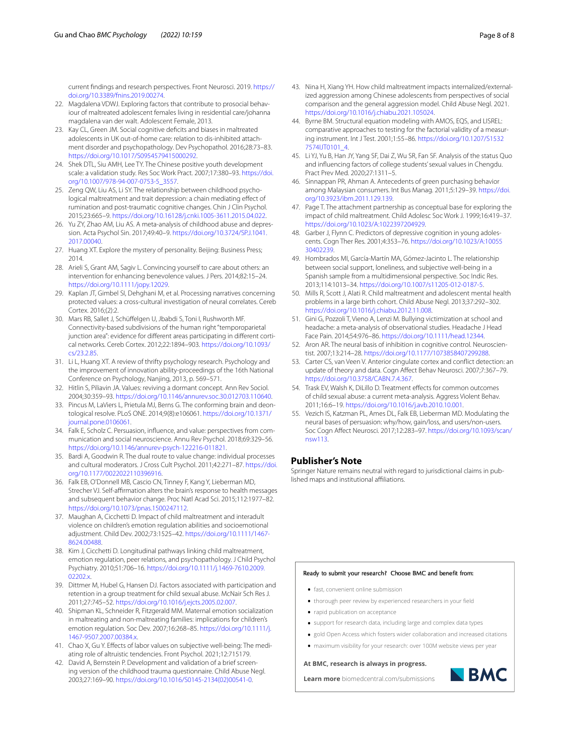current findings and research perspectives. Front Neurosci. 2019. https://doi.org/10.3389/fnins.2019.00274.

22. Magdalena VDWJ. Exploring factors that contribute to prosocial behaviour of maltreated adolescent females living in residential care/johanna magdalena van der walt. Adolescent Female, 2013.
23. Kay CL, Green JM. Social cognitive deficits and biases in maltreated adolescents in UK out-of-home care: relation to dis-inhibited attachment disorder and psychopathology. Dev Psychopathol. 2016;28:73–83. https://doi.org/10.1017/S0954579415000292.
24. Shek DTL, Siu AMH, Lee TY. The Chinese positive youth development scale: a validation study. Res Soc Work Pract. 2007;17:380–93. https://doi.org/10.1007/978-94-007-0753-5_3557.
25. Zeng QW, Liu AS, Li SY. The relationship between childhood psychological maltreatment and trait depression: a chain mediating effect of rumination and post-traumatic cognitive changes. Chin J Clin Psychol. 2015;23:665–9. https://doi.org/10.16128/j.cnki.1005-3611.2015.04.022.
26. Yu ZY, Zhao AM, Liu AS. A meta-analysis of childhood abuse and depression. Acta Psychol Sin. 2017;49:40–9. https://doi.org/10.3724/SP.J.1041.2017.00040.
27. Huang XT. Explore the mystery of personality. Beijing: Business Press; 2014.
28. Arieli S, Grant AM, Sagiv L. Convincing yourself to care about others: an intervention for enhancing benevolence values. J Pers. 2014;82:15–24. https://doi.org/10.1111/jopy.12029.
29. Kaplan JT, Gimbel SI, Dehghani M, et al. Processing narratives concerning protected values: a cross-cultural investigation of neural correlates. Cereb Cortex. 2016;(2):2.
30. Mars RB, Sallet J, Schüffelgen U, Jbabdi S, Toni I, Rushworth MF. Connectivity-based subdivisions of the human right "temporoparietal junction area": evidence for different areas participating in different cortical networks. Cereb Cortex. 2012;22:1894–903. https://doi.org/10.1093/cs/23.2.85.
31. Li L, Huang XT. A review of thrifty psychology research. Psychology and the improvement of innovation ability-proceedings of the 16th National Conference on Psychology, Nanjing, 2013, p. 569–571.
32. Hitlin S, Piliavin JA. Values: reviving a dormant concept. Ann Rev Sociol. 2004;30:359–93. https://doi.org/10.1146/annurev.soc.30.012703.110640.
33. Pincus M, LaViers L, Prietula MJ, Berns G. The conforming brain and deontological resolve. PLoS ONE. 2014;9(8):e106061. https://doi.org/10.1371/journal.pone.0106061.
34. Falk E, Scholz C. Persuasion, influence, and value: perspectives from communication and social neuroscience. Annu Rev Psychol. 2018;69:329–56. https://doi.org/10.1146/annurev-psych-122216-011821.
35. Bardi A, Goodwin R. The dual route to value change: individual processes and cultural moderators. J Cross Cult Psychol. 2011;42:271–87. https://doi.org/10.1177/0022022110396916.
36. Falk EB, O'Donnell MB, Cascio CN, Tinney F, Kang Y, Lieberman MD, Strecher VJ. Self-affirmation alters the brain's response to health messages and subsequent behavior change. Proc Natl Acad Sci. 2015;112:1977–82. https://doi.org/10.1073/pnas.1500247112.
37. Maughan A, Cicchetti D. Impact of child maltreatment and interadult violence on children's emotion regulation abilities and socioemotional adjustment. Child Dev. 2002;73:1525–42. https://doi.org/10.1111/1467-8624.00488.
38. Kim J, Cicchetti D. Longitudinal pathways linking child maltreatment, emotion regulation, peer relations, and psychopathology. J Child Psychol Psychiatry. 2010;51:706–16. https://doi.org/10.1111/j.1469-7610.2009.02202.x.
39. Dittmer M, Hubel G, Hansen DJ. Factors associated with participation and retention in a group treatment for child sexual abuse. McNair Sch Res J. 2011;27:745–52. https://doi.org/10.1016/j.ejcts.2005.02.007.
40. Shipman KL, Schneider R, Fitzgerald MM. Maternal emotion socialization in maltreating and non-maltreating families: implications for children's emotion regulation. Soc Dev. 2007;16:268–85. https://doi.org/10.1111/j.1467-9507.2007.00384.x.
41. Chao X, Gu Y. Effects of labor values on subjective well-being: The mediating role of altruistic tendencies. Front Psychol. 2021;12:715179.
42. David A, Bernstein P. Development and validation of a brief screening version of the childhood trauma questionnaire. Child Abuse Negl. 2003;27:169–90. https://doi.org/10.1016/S0145-2134(02)00541-0.
43. Nina H, Xiang YH. How child maltreatment impacts internalized/externalized aggression among Chinese adolescents from perspectives of social comparison and the general aggression model. Child Abuse Negl. 2021. https://doi.org/10.1016/j.chiabu.2021.105024.
44. Byrne BM. Structural equation modeling with AMOS, EQS, and LISREL: comparative approaches to testing for the factorial validity of a measuring instrument. Int J Test. 2001;1:55–86. https://doi.org/10.1207/S15327574IJT0101_4.
45. Li YJ, Yu B, Han JY, Yang SF, Dai Z, Wu SR, Fan SF. Analysis of the status Quo and influencing factors of college students' sexual values in Chengdu. Pract Prev Med. 2020;27:1311–5.
46. Sinnappan PR, Ahman A. Antecedents of green purchasing behavior among Malaysian consumers. Int Bus Manag. 2011;5:129–39. https://doi.org/10.3923/ibm.2011.129.139.
47. Page T. The attachment partnership as conceptual base for exploring the impact of child maltreatment. Child Adolesc Soc Work J. 1999;16:419–37. https://doi.org/10.1023/A:1022397204929.
48. Garber J, Flynn C. Predictors of depressive cognition in young adolescents. Cogn Ther Res. 2001;4:353–76. https://doi.org/10.1023/A:1005530402239.
49. Hombrados MI, García-Martín MA, Gómez-Jacinto L. The relationship between social support, loneliness, and subjective well-being in a Spanish sample from a multidimensional perspective. Soc Indic Res. 2013;114:1013–34. https://doi.org/10.1007/s11205-012-0187-5.
50. Mills R, Scott J, Alati R. Child maltreatment and adolescent mental health problems in a large birth cohort. Child Abuse Negl. 2013;37:292–302. https://doi.org/10.1016/j.chiabu.2012.11.008.
51. Gini G, Pozzoli T, Vieno A, Lenzi M. Bullying victimization at school and headache: a meta-analysis of observational studies. Headache J Head Face Pain. 2014;54:976–86. https://doi.org/10.1111/head.12344.
52. Aron AR. The neural basis of inhibition in cognitive control. Neuroscientist. 2007;13:214–28. https://doi.org/10.1177/1073858407299288.
53. Carter CS, van Veen V. Anterior cingulate cortex and conflict detection: an update of theory and data. Cogn Affect Behav Neurosci. 2007;7:367–79. https://doi.org/10.3758/CABN.7.4.367.
54. Trask EV, Walsh K, DiLillo D. Treatment effects for common outcomes of child sexual abuse: a current meta-analysis. Aggress Violent Behav. 2011;16:6–19. https://doi.org/10.1016/j.avb.2010.10.001.
55. Vezich IS, Katzman PL, Ames DL, Falk EB, Lieberman MD. Modulating the neural bases of persuasion: why/how, gain/loss, and users/non-users. Soc Cogn Affect Neurosci. 2017;12:283–97. https://doi.org/10.1093/scan/nsw113.

## Publisher's Note

Springer Nature remains neutral with regard to jurisdictional claims in published maps and institutional affiliations.

Ready to submit your research? Choose BMC and benefit from:

- fast, convenient online submission
- thorough peer review by experienced researchers in your field
- rapid publication on acceptance
- support for research data, including large and complex data types
- gold Open Access which fosters wider collaboration and increased citations
- maximum visibility for your research: over 100M website views per year

**At BMC, research is always in progress.**

**Learn more** biomedcentral.com/submissions